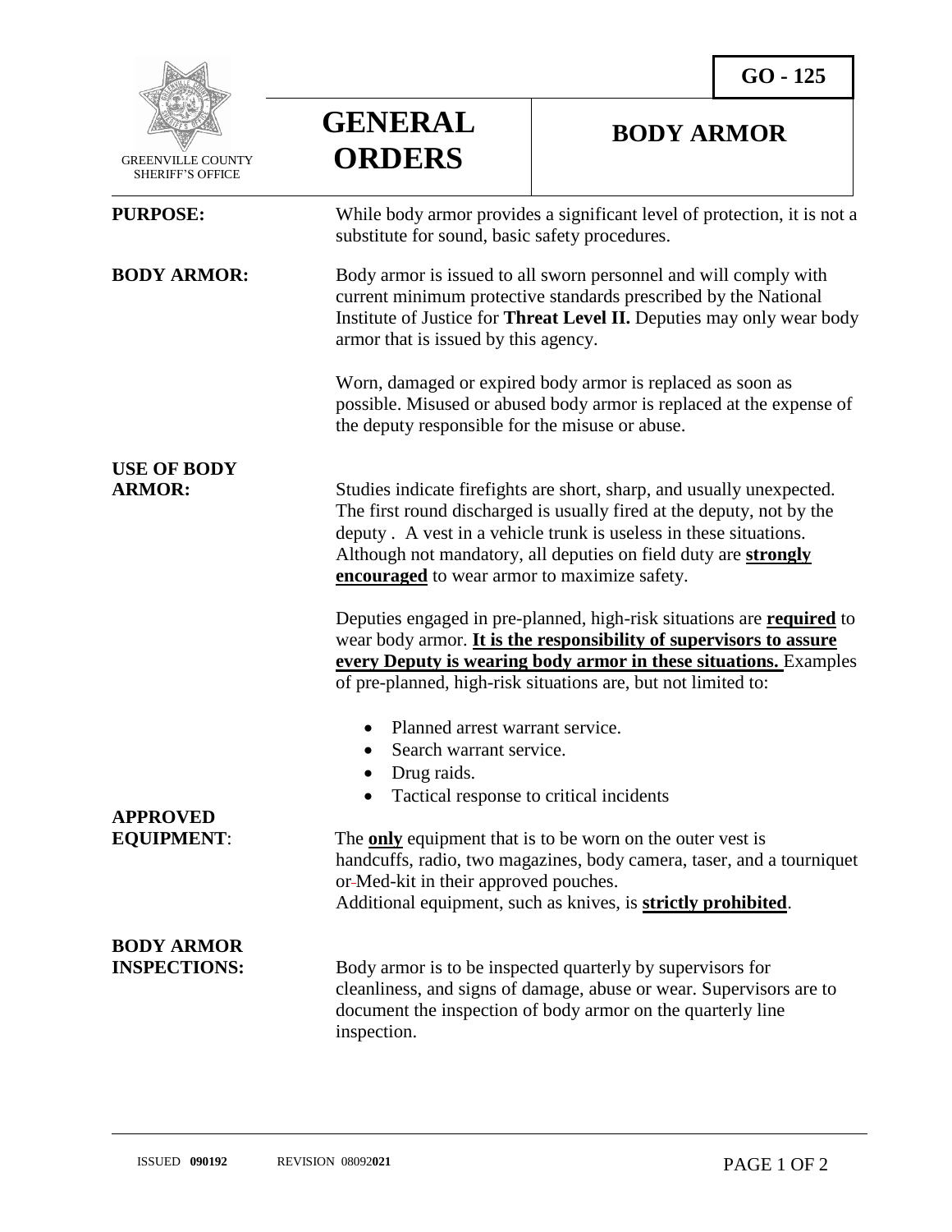GO - 125

GREENVILLE COUNTY SHERIFF'S OFFICE

# GENERAL ORDERS

# BODY ARMOR

**PURPOSE:** While body armor provides a significant level of protection, it is not a substitute for sound, basic safety procedures.

**BODY ARMOR:** Body armor is issued to all sworn personnel and will comply with current minimum protective standards prescribed by the National Institute of Justice for **Threat Level II.** Deputies may only wear body armor that is issued by this agency.

Worn, damaged or expired body armor is replaced as soon as possible. Misused or abused body armor is replaced at the expense of the deputy responsible for the misuse or abuse.

**USE OF BODY ARMOR:** Studies indicate firefights are short, sharp, and usually unexpected. The first round discharged is usually fired at the deputy, not by the deputy . A vest in a vehicle trunk is useless in these situations. Although not mandatory, all deputies on field duty are **strongly encouraged** to wear armor to maximize safety.

Deputies engaged in pre-planned, high-risk situations are **required** to wear body armor. **It is the responsibility of supervisors to assure every Deputy is wearing body armor in these situations.** Examples of pre-planned, high-risk situations are, but not limited to:

- Planned arrest warrant service.
- Search warrant service.
- Drug raids.
- Tactical response to critical incidents

**APPROVED EQUIPMENT**: The **only** equipment that is to be worn on the outer vest is handcuffs, radio, two magazines, body camera, taser, and a tourniquet or Med-kit in their approved pouches.
Additional equipment, such as knives, is **strictly prohibited**.

**BODY ARMOR INSPECTIONS:** Body armor is to be inspected quarterly by supervisors for cleanliness, and signs of damage, abuse or wear. Supervisors are to document the inspection of body armor on the quarterly line inspection.

ISSUED **090192** REVISION 0809**2021**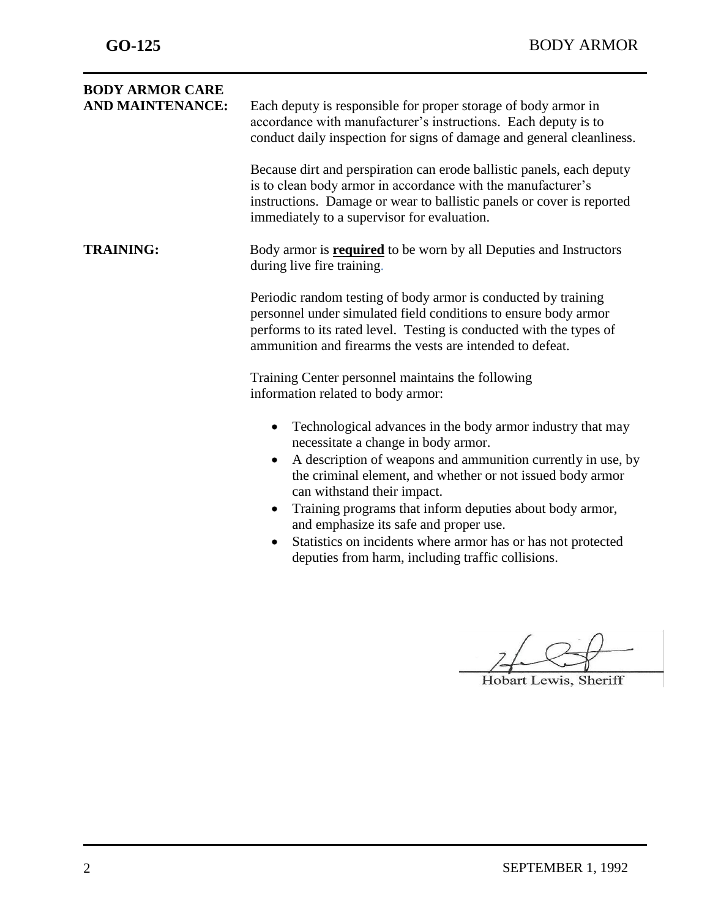**BODY ARMOR CARE AND MAINTENANCE:**

Each deputy is responsible for proper storage of body armor in accordance with manufacturer's instructions. Each deputy is to conduct daily inspection for signs of damage and general cleanliness.

Because dirt and perspiration can erode ballistic panels, each deputy is to clean body armor in accordance with the manufacturer's instructions. Damage or wear to ballistic panels or cover is reported immediately to a supervisor for evaluation.

**TRAINING:**

Body armor is **required** to be worn by all Deputies and Instructors during live fire training.

Periodic random testing of body armor is conducted by training personnel under simulated field conditions to ensure body armor performs to its rated level. Testing is conducted with the types of ammunition and firearms the vests are intended to defeat.

Training Center personnel maintains the following information related to body armor:

- Technological advances in the body armor industry that may necessitate a change in body armor.
- A description of weapons and ammunition currently in use, by the criminal element, and whether or not issued body armor can withstand their impact.
- Training programs that inform deputies about body armor, and emphasize its safe and proper use.
- Statistics on incidents where armor has or has not protected deputies from harm, including traffic collisions.

Hobart Lewis, Sheriff